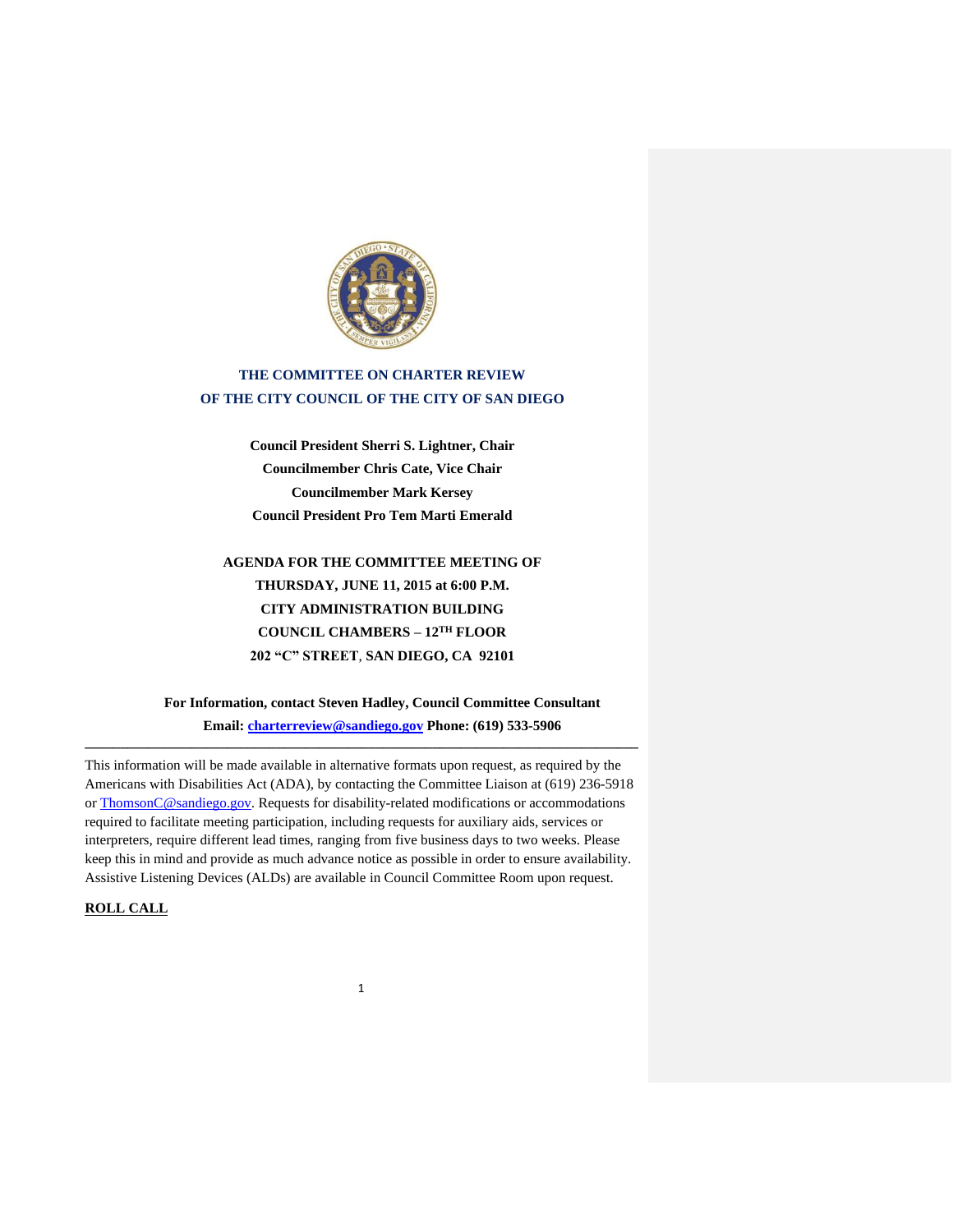**THE COMMITTEE ON CHARTER REVIEW**
**OF THE CITY COUNCIL OF THE CITY OF SAN DIEGO**

**Council President Sherri S. Lightner, Chair**
**Councilmember Chris Cate, Vice Chair**
**Councilmember Mark Kersey**
**Council President Pro Tem Marti Emerald**

**AGENDA FOR THE COMMITTEE MEETING OF**
**THURSDAY, JUNE 11, 2015 at 6:00 P.M.**
**CITY ADMINISTRATION BUILDING**
**COUNCIL CHAMBERS – 12TH FLOOR**
**202 "C" STREET, SAN DIEGO, CA 92101**

**For Information, contact Steven Hadley, Council Committee Consultant**
**Email: charterreview@sandiego.gov Phone: (619) 533-5906**

---

This information will be made available in alternative formats upon request, as required by the Americans with Disabilities Act (ADA), by contacting the Committee Liaison at (619) 236-5918 or ThomsonC@sandiego.gov. Requests for disability-related modifications or accommodations required to facilitate meeting participation, including requests for auxiliary aids, services or interpreters, require different lead times, ranging from five business days to two weeks. Please keep this in mind and provide as much advance notice as possible in order to ensure availability. Assistive Listening Devices (ALDs) are available in Council Committee Room upon request.

**ROLL CALL**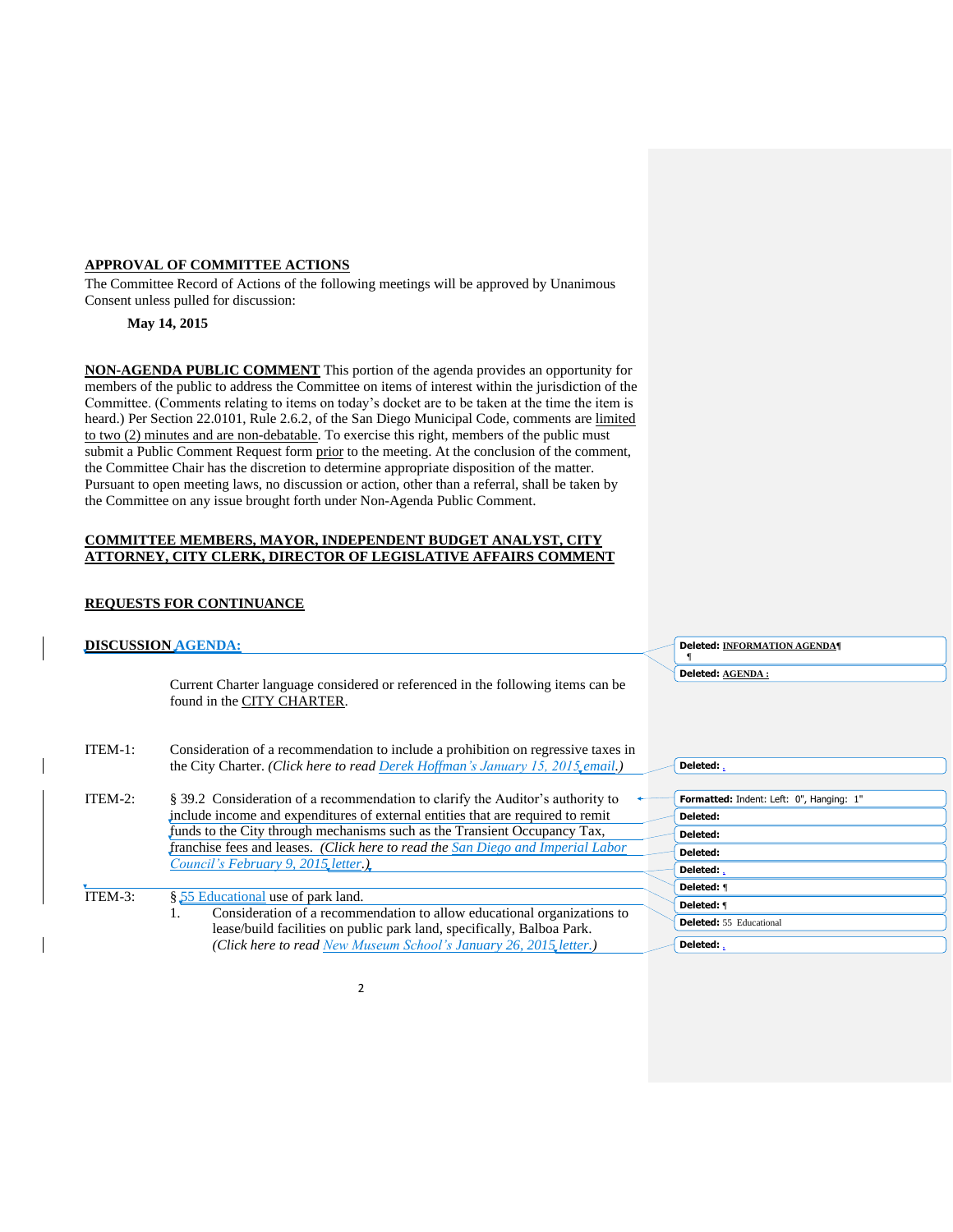**APPROVAL OF COMMITTEE ACTIONS**

The Committee Record of Actions of the following meetings will be approved by Unanimous Consent unless pulled for discussion:

**May 14, 2015**

**NON-AGENDA PUBLIC COMMENT** This portion of the agenda provides an opportunity for members of the public to address the Committee on items of interest within the jurisdiction of the Committee. (Comments relating to items on today's docket are to be taken at the time the item is heard.) Per Section 22.0101, Rule 2.6.2, of the San Diego Municipal Code, comments are limited to two (2) minutes and are non-debatable. To exercise this right, members of the public must submit a Public Comment Request form prior to the meeting. At the conclusion of the comment, the Committee Chair has the discretion to determine appropriate disposition of the matter. Pursuant to open meeting laws, no discussion or action, other than a referral, shall be taken by the Committee on any issue brought forth under Non-Agenda Public Comment.

**COMMITTEE MEMBERS, MAYOR, INDEPENDENT BUDGET ANALYST, CITY ATTORNEY, CITY CLERK, DIRECTOR OF LEGISLATIVE AFFAIRS COMMENT**

**REQUESTS FOR CONTINUANCE**

**DISCUSSION AGENDA:**

Current Charter language considered or referenced in the following items can be found in the CITY CHARTER.

ITEM-1: Consideration of a recommendation to include a prohibition on regressive taxes in the City Charter. *(Click here to read Derek Hoffman's January 15, 2015 email.)*

ITEM-2: § 39.2 Consideration of a recommendation to clarify the Auditor's authority to include income and expenditures of external entities that are required to remit funds to the City through mechanisms such as the Transient Occupancy Tax, franchise fees and leases. *(Click here to read the San Diego and Imperial Labor Council's February 9, 2015 letter.)*

ITEM-3: § 55 Educational use of park land.

1. Consideration of a recommendation to allow educational organizations to lease/build facilities on public park land, specifically, Balboa Park. *(Click here to read New Museum School's January 26, 2015 letter.)*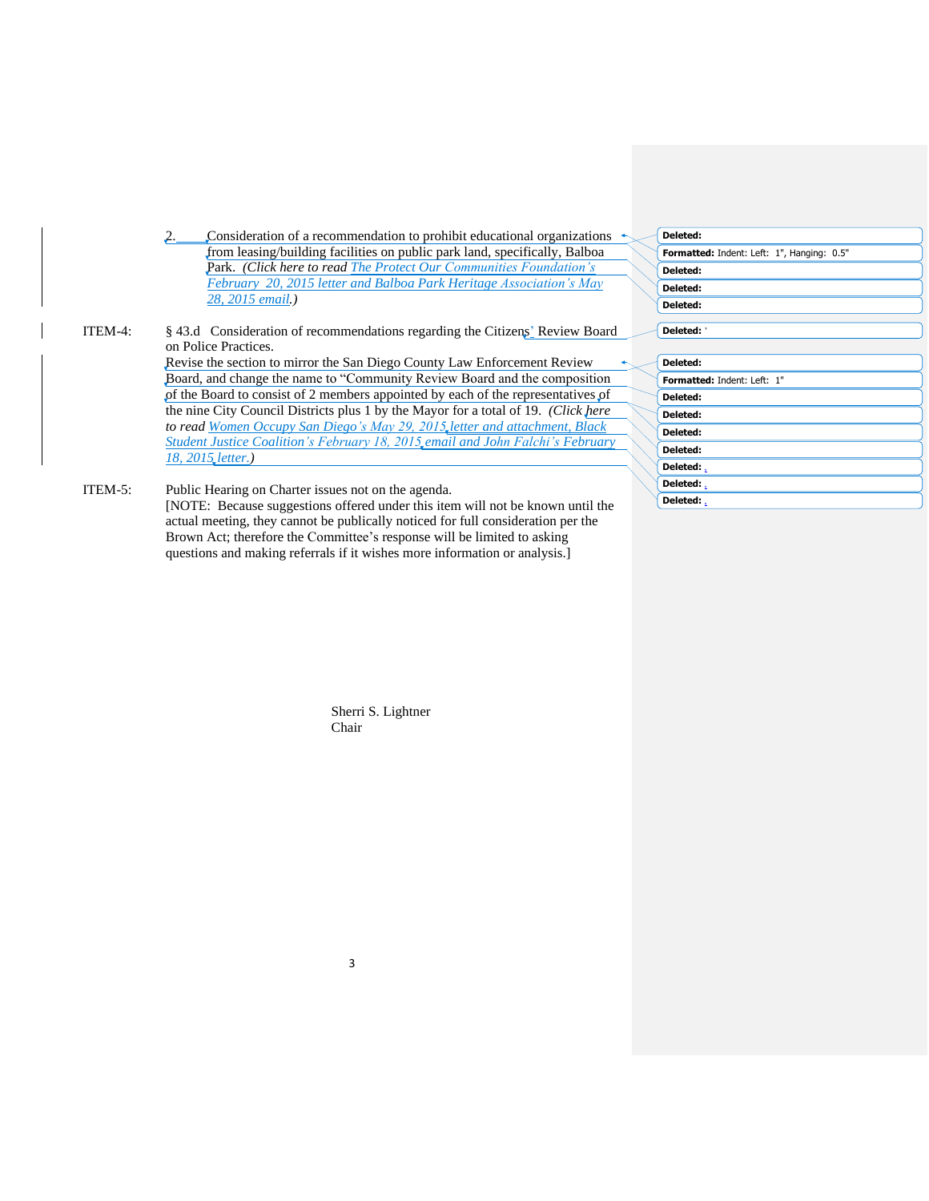2. Consideration of a recommendation to prohibit educational organizations from leasing/building facilities on public park land, specifically, Balboa Park. *(Click here to read The Protect Our Communities Foundation's February 20, 2015 letter and Balboa Park Heritage Association's May 28, 2015 email.)*

ITEM-4: § 43.d Consideration of recommendations regarding the Citizens' Review Board on Police Practices.

Revise the section to mirror the San Diego County Law Enforcement Review Board, and change the name to "Community Review Board and the composition of the Board to consist of 2 members appointed by each of the representatives of the nine City Council Districts plus 1 by the Mayor for a total of 19. *(Click here to read Women Occupy San Diego's May 29, 2015 letter and attachment, Black Student Justice Coalition's February 18, 2015 email and John Falchi's February 18, 2015 letter.)*

ITEM-5: Public Hearing on Charter issues not on the agenda.

[NOTE: Because suggestions offered under this item will not be known until the actual meeting, they cannot be publically noticed for full consideration per the Brown Act; therefore the Committee's response will be limited to asking questions and making referrals if it wishes more information or analysis.]

Sherri S. Lightner
Chair